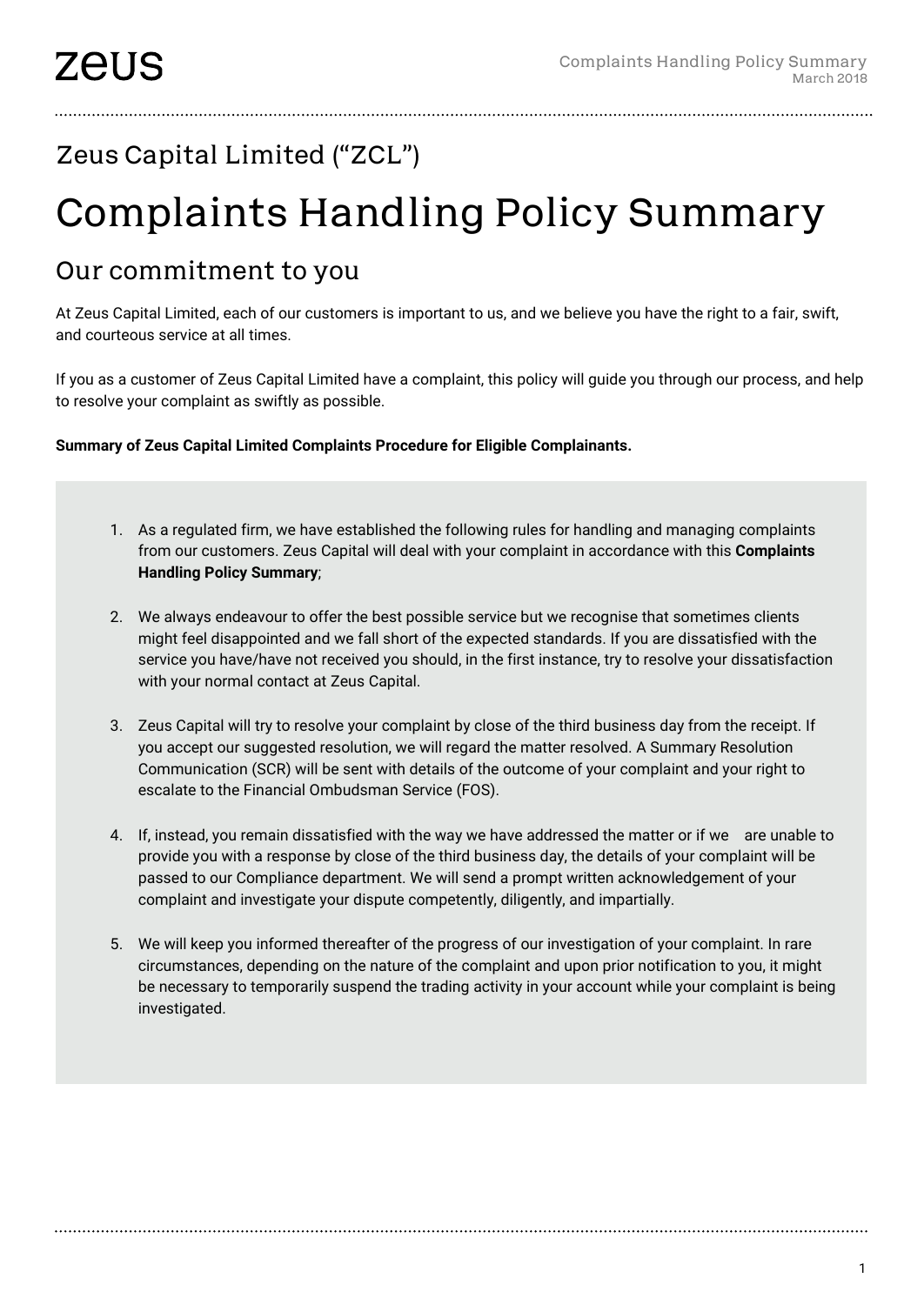zeus

# Zeus Capital Limited ("ZCL")

# Complaints Handling Policy Summary

## Our commitment to you

At Zeus Capital Limited, each of our customers is important to us, and we believe you have the right to a fair, swift, and courteous service at all times.

If you as a customer of Zeus Capital Limited have a complaint, this policy will guide you through our process, and help to resolve your complaint as swiftly as possible.

**Summary of Zeus Capital Limited Complaints Procedure for Eligible Complainants.**

1. As a regulated firm, we have established the following rules for handling and managing complaints from our customers. Zeus Capital will deal with your complaint in accordance with this **Complaints Handling Policy Summary**;

2. We always endeavour to offer the best possible service but we recognise that sometimes clients might feel disappointed and we fall short of the expected standards. If you are dissatisfied with the service you have/have not received you should, in the first instance, try to resolve your dissatisfaction with your normal contact at Zeus Capital.

3. Zeus Capital will try to resolve your complaint by close of the third business day from the receipt. If you accept our suggested resolution, we will regard the matter resolved. A Summary Resolution Communication (SCR) will be sent with details of the outcome of your complaint and your right to escalate to the Financial Ombudsman Service (FOS).

4. If, instead, you remain dissatisfied with the way we have addressed the matter or if we are unable to provide you with a response by close of the third business day, the details of your complaint will be passed to our Compliance department. We will send a prompt written acknowledgement of your complaint and investigate your dispute competently, diligently, and impartially.

5. We will keep you informed thereafter of the progress of our investigation of your complaint. In rare circumstances, depending on the nature of the complaint and upon prior notification to you, it might be necessary to temporarily suspend the trading activity in your account while your complaint is being investigated.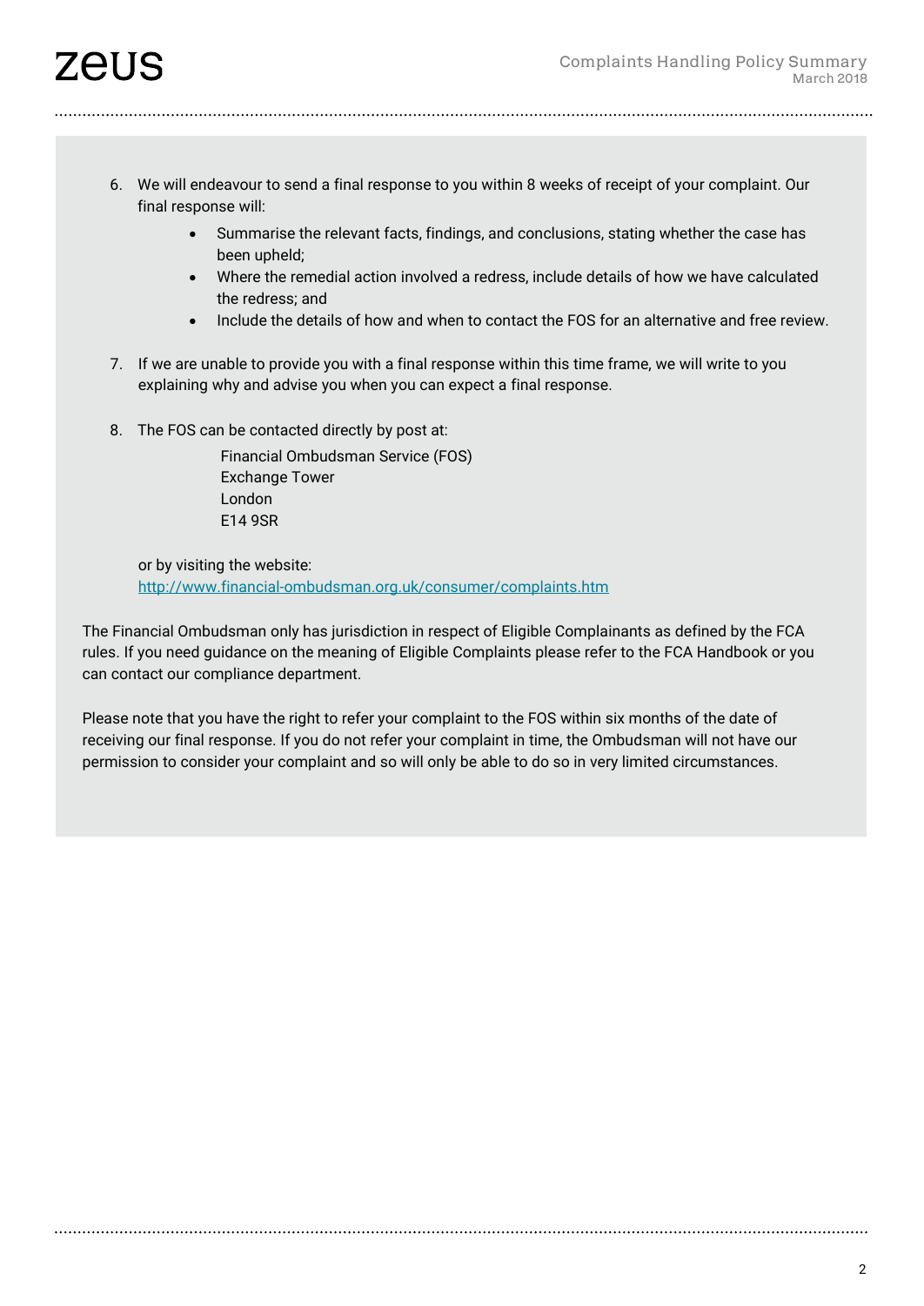6. We will endeavour to send a final response to you within 8 weeks of receipt of your complaint. Our final response will:
   - Summarise the relevant facts, findings, and conclusions, stating whether the case has been upheld;
   - Where the remedial action involved a redress, include details of how we have calculated the redress; and
   - Include the details of how and when to contact the FOS for an alternative and free review.

7. If we are unable to provide you with a final response within this time frame, we will write to you explaining why and advise you when you can expect a final response.

8. The FOS can be contacted directly by post at:

   Financial Ombudsman Service (FOS)
   Exchange Tower
   London
   E14 9SR

   or by visiting the website:
   http://www.financial-ombudsman.org.uk/consumer/complaints.htm

The Financial Ombudsman only has jurisdiction in respect of Eligible Complainants as defined by the FCA rules. If you need guidance on the meaning of Eligible Complaints please refer to the FCA Handbook or you can contact our compliance department.

Please note that you have the right to refer your complaint to the FOS within six months of the date of receiving our final response. If you do not refer your complaint in time, the Ombudsman will not have our permission to consider your complaint and so will only be able to do so in very limited circumstances.